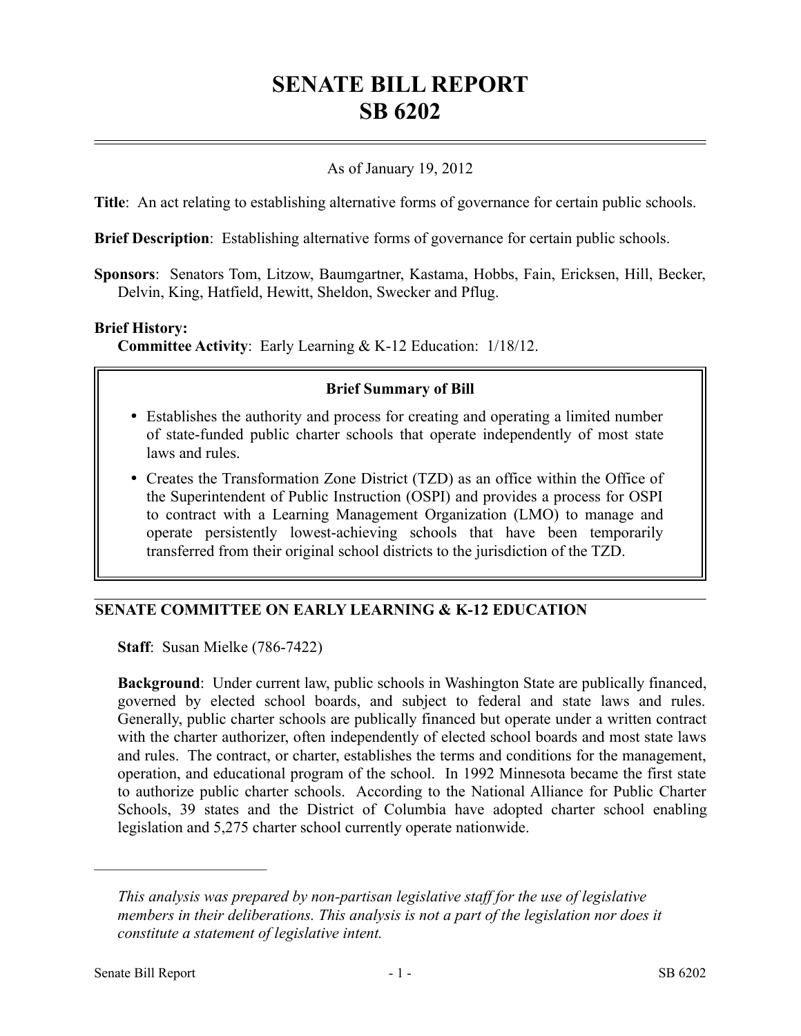# SENATE BILL REPORT
# SB 6202

As of January 19, 2012

**Title**: An act relating to establishing alternative forms of governance for certain public schools.

**Brief Description**: Establishing alternative forms of governance for certain public schools.

**Sponsors**: Senators Tom, Litzow, Baumgartner, Kastama, Hobbs, Fain, Ericksen, Hill, Becker, Delvin, King, Hatfield, Hewitt, Sheldon, Swecker and Pflug.

**Brief History:**
**Committee Activity**: Early Learning & K-12 Education: 1/18/12.

**Brief Summary of Bill**

- Establishes the authority and process for creating and operating a limited number of state-funded public charter schools that operate independently of most state laws and rules.
- Creates the Transformation Zone District (TZD) as an office within the Office of the Superintendent of Public Instruction (OSPI) and provides a process for OSPI to contract with a Learning Management Organization (LMO) to manage and operate persistently lowest-achieving schools that have been temporarily transferred from their original school districts to the jurisdiction of the TZD.

## SENATE COMMITTEE ON EARLY LEARNING & K-12 EDUCATION

**Staff**: Susan Mielke (786-7422)

**Background**: Under current law, public schools in Washington State are publically financed, governed by elected school boards, and subject to federal and state laws and rules. Generally, public charter schools are publically financed but operate under a written contract with the charter authorizer, often independently of elected school boards and most state laws and rules. The contract, or charter, establishes the terms and conditions for the management, operation, and educational program of the school. In 1992 Minnesota became the first state to authorize public charter schools. According to the National Alliance for Public Charter Schools, 39 states and the District of Columbia have adopted charter school enabling legislation and 5,275 charter school currently operate nationwide.

---

*This analysis was prepared by non-partisan legislative staff for the use of legislative members in their deliberations. This analysis is not a part of the legislation nor does it constitute a statement of legislative intent.*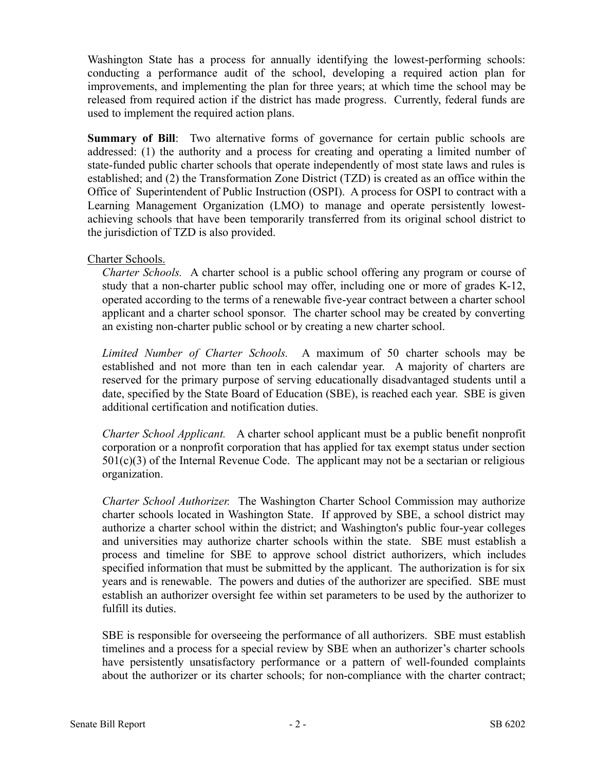Washington State has a process for annually identifying the lowest-performing schools: conducting a performance audit of the school, developing a required action plan for improvements, and implementing the plan for three years; at which time the school may be released from required action if the district has made progress. Currently, federal funds are used to implement the required action plans.

**Summary of Bill**: Two alternative forms of governance for certain public schools are addressed: (1) the authority and a process for creating and operating a limited number of state-funded public charter schools that operate independently of most state laws and rules is established; and (2) the Transformation Zone District (TZD) is created as an office within the Office of Superintendent of Public Instruction (OSPI). A process for OSPI to contract with a Learning Management Organization (LMO) to manage and operate persistently lowest-achieving schools that have been temporarily transferred from its original school district to the jurisdiction of TZD is also provided.

Charter Schools.

*Charter Schools.* A charter school is a public school offering any program or course of study that a non-charter public school may offer, including one or more of grades K-12, operated according to the terms of a renewable five-year contract between a charter school applicant and a charter school sponsor. The charter school may be created by converting an existing non-charter public school or by creating a new charter school.

*Limited Number of Charter Schools.* A maximum of 50 charter schools may be established and not more than ten in each calendar year. A majority of charters are reserved for the primary purpose of serving educationally disadvantaged students until a date, specified by the State Board of Education (SBE), is reached each year. SBE is given additional certification and notification duties.

*Charter School Applicant.* A charter school applicant must be a public benefit nonprofit corporation or a nonprofit corporation that has applied for tax exempt status under section 501(c)(3) of the Internal Revenue Code. The applicant may not be a sectarian or religious organization.

*Charter School Authorizer.* The Washington Charter School Commission may authorize charter schools located in Washington State. If approved by SBE, a school district may authorize a charter school within the district; and Washington's public four-year colleges and universities may authorize charter schools within the state. SBE must establish a process and timeline for SBE to approve school district authorizers, which includes specified information that must be submitted by the applicant. The authorization is for six years and is renewable. The powers and duties of the authorizer are specified. SBE must establish an authorizer oversight fee within set parameters to be used by the authorizer to fulfill its duties.

SBE is responsible for overseeing the performance of all authorizers. SBE must establish timelines and a process for a special review by SBE when an authorizer's charter schools have persistently unsatisfactory performance or a pattern of well-founded complaints about the authorizer or its charter schools; for non-compliance with the charter contract;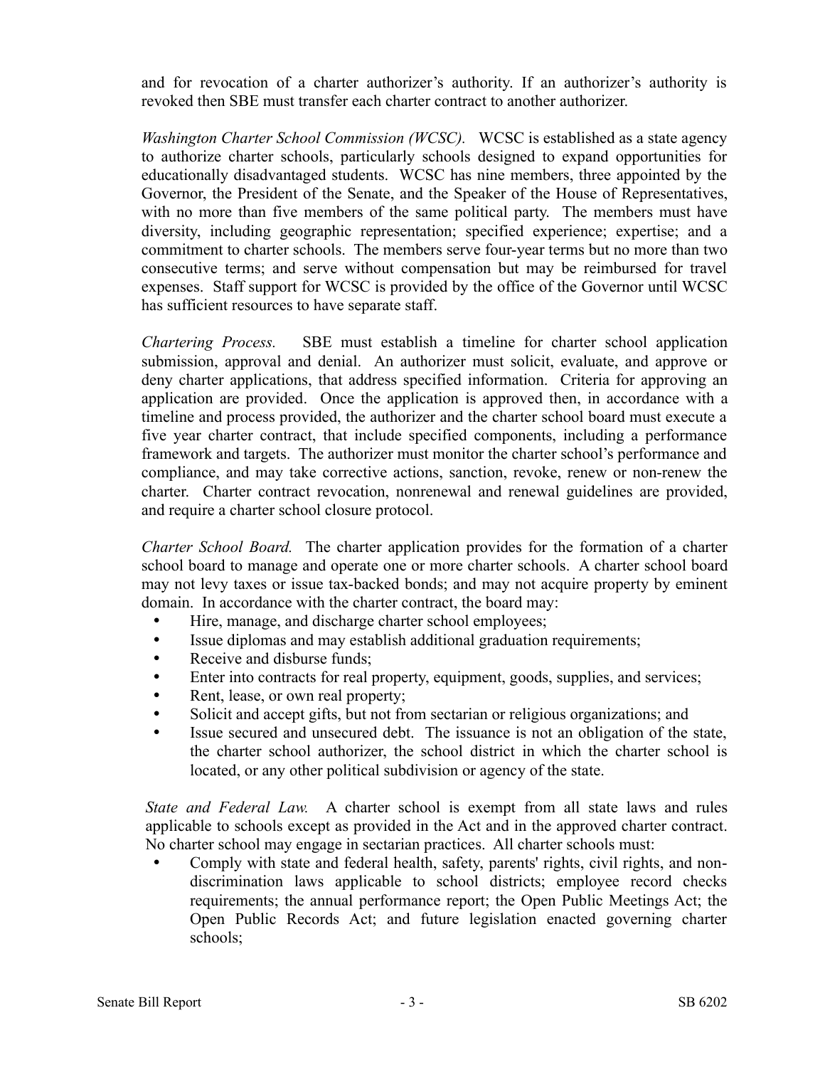and for revocation of a charter authorizer's authority. If an authorizer's authority is revoked then SBE must transfer each charter contract to another authorizer.

*Washington Charter School Commission (WCSC).* WCSC is established as a state agency to authorize charter schools, particularly schools designed to expand opportunities for educationally disadvantaged students. WCSC has nine members, three appointed by the Governor, the President of the Senate, and the Speaker of the House of Representatives, with no more than five members of the same political party. The members must have diversity, including geographic representation; specified experience; expertise; and a commitment to charter schools. The members serve four-year terms but no more than two consecutive terms; and serve without compensation but may be reimbursed for travel expenses. Staff support for WCSC is provided by the office of the Governor until WCSC has sufficient resources to have separate staff.

*Chartering Process.* SBE must establish a timeline for charter school application submission, approval and denial. An authorizer must solicit, evaluate, and approve or deny charter applications, that address specified information. Criteria for approving an application are provided. Once the application is approved then, in accordance with a timeline and process provided, the authorizer and the charter school board must execute a five year charter contract, that include specified components, including a performance framework and targets. The authorizer must monitor the charter school's performance and compliance, and may take corrective actions, sanction, revoke, renew or non-renew the charter. Charter contract revocation, nonrenewal and renewal guidelines are provided, and require a charter school closure protocol.

*Charter School Board.* The charter application provides for the formation of a charter school board to manage and operate one or more charter schools. A charter school board may not levy taxes or issue tax-backed bonds; and may not acquire property by eminent domain. In accordance with the charter contract, the board may:

- Hire, manage, and discharge charter school employees;
- Issue diplomas and may establish additional graduation requirements;
- Receive and disburse funds;
- Enter into contracts for real property, equipment, goods, supplies, and services;
- Rent, lease, or own real property;
- Solicit and accept gifts, but not from sectarian or religious organizations; and
- Issue secured and unsecured debt. The issuance is not an obligation of the state, the charter school authorizer, the school district in which the charter school is located, or any other political subdivision or agency of the state.

*State and Federal Law.* A charter school is exempt from all state laws and rules applicable to schools except as provided in the Act and in the approved charter contract. No charter school may engage in sectarian practices. All charter schools must:

- Comply with state and federal health, safety, parents' rights, civil rights, and non-discrimination laws applicable to school districts; employee record checks requirements; the annual performance report; the Open Public Meetings Act; the Open Public Records Act; and future legislation enacted governing charter schools;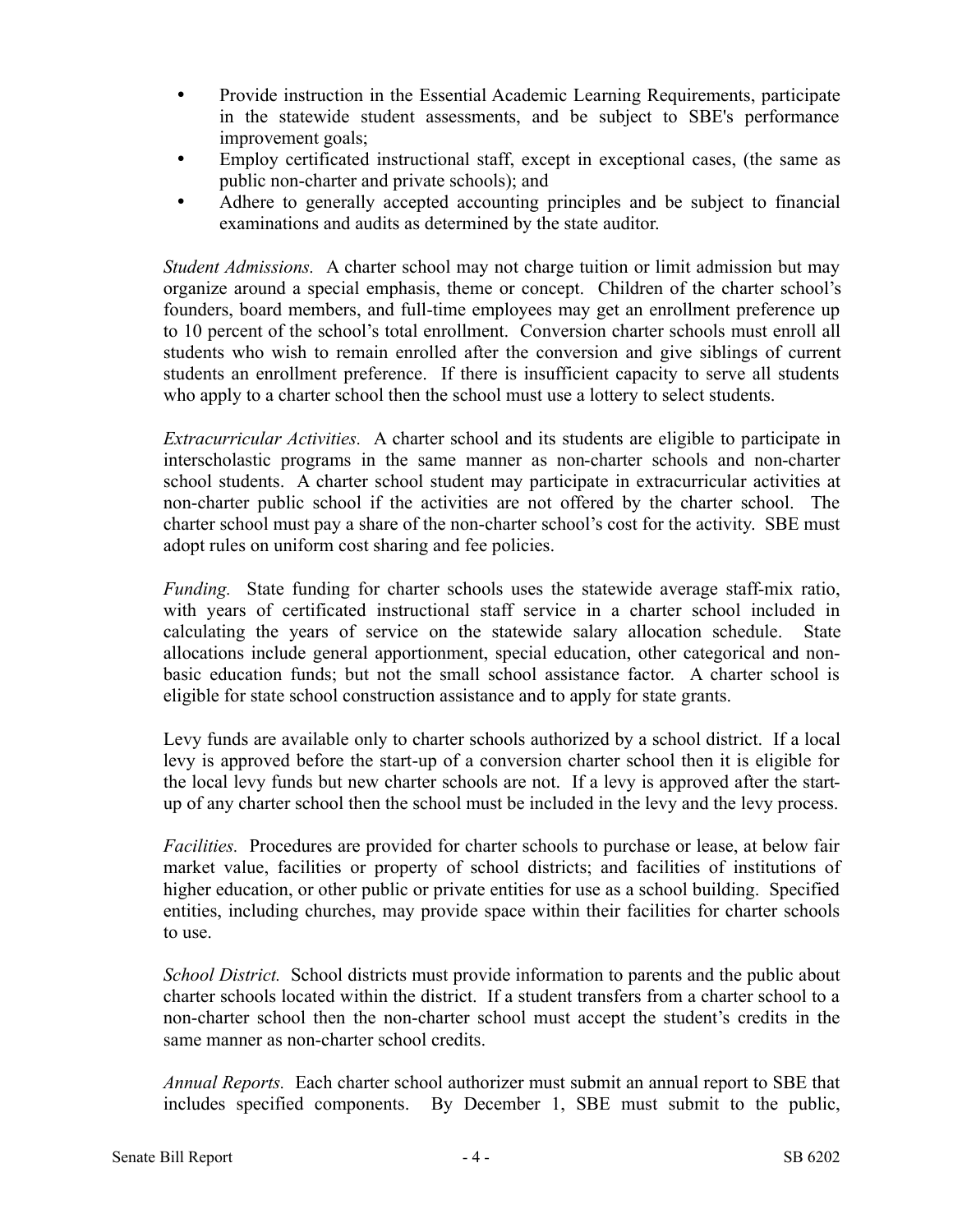- Provide instruction in the Essential Academic Learning Requirements, participate in the statewide student assessments, and be subject to SBE's performance improvement goals;
- Employ certificated instructional staff, except in exceptional cases, (the same as public non-charter and private schools); and
- Adhere to generally accepted accounting principles and be subject to financial examinations and audits as determined by the state auditor.

*Student Admissions.* A charter school may not charge tuition or limit admission but may organize around a special emphasis, theme or concept. Children of the charter school's founders, board members, and full-time employees may get an enrollment preference up to 10 percent of the school's total enrollment. Conversion charter schools must enroll all students who wish to remain enrolled after the conversion and give siblings of current students an enrollment preference. If there is insufficient capacity to serve all students who apply to a charter school then the school must use a lottery to select students.

*Extracurricular Activities.* A charter school and its students are eligible to participate in interscholastic programs in the same manner as non-charter schools and non-charter school students. A charter school student may participate in extracurricular activities at non-charter public school if the activities are not offered by the charter school. The charter school must pay a share of the non-charter school's cost for the activity. SBE must adopt rules on uniform cost sharing and fee policies.

*Funding.* State funding for charter schools uses the statewide average staff-mix ratio, with years of certificated instructional staff service in a charter school included in calculating the years of service on the statewide salary allocation schedule. State allocations include general apportionment, special education, other categorical and non-basic education funds; but not the small school assistance factor. A charter school is eligible for state school construction assistance and to apply for state grants.

Levy funds are available only to charter schools authorized by a school district. If a local levy is approved before the start-up of a conversion charter school then it is eligible for the local levy funds but new charter schools are not. If a levy is approved after the start-up of any charter school then the school must be included in the levy and the levy process.

*Facilities.* Procedures are provided for charter schools to purchase or lease, at below fair market value, facilities or property of school districts; and facilities of institutions of higher education, or other public or private entities for use as a school building. Specified entities, including churches, may provide space within their facilities for charter schools to use.

*School District.* School districts must provide information to parents and the public about charter schools located within the district. If a student transfers from a charter school to a non-charter school then the non-charter school must accept the student's credits in the same manner as non-charter school credits.

*Annual Reports.* Each charter school authorizer must submit an annual report to SBE that includes specified components. By December 1, SBE must submit to the public,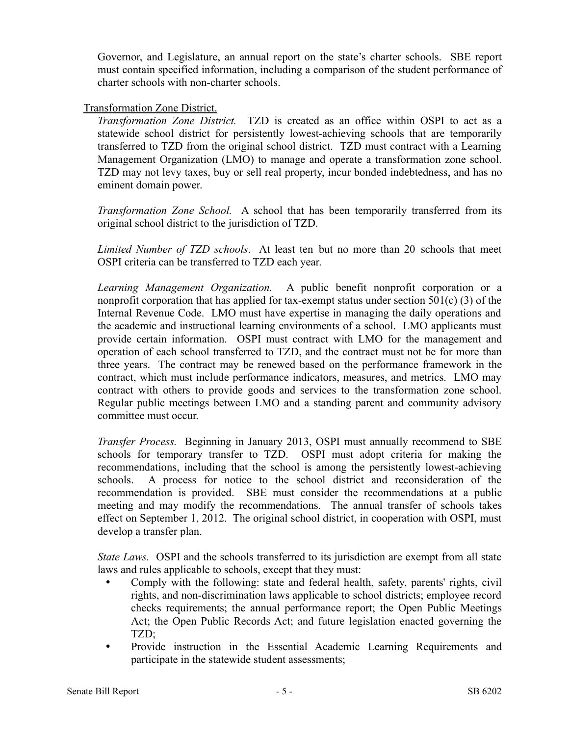Governor, and Legislature, an annual report on the state's charter schools. SBE report must contain specified information, including a comparison of the student performance of charter schools with non-charter schools.

Transformation Zone District.

*Transformation Zone District.* TZD is created as an office within OSPI to act as a statewide school district for persistently lowest-achieving schools that are temporarily transferred to TZD from the original school district. TZD must contract with a Learning Management Organization (LMO) to manage and operate a transformation zone school. TZD may not levy taxes, buy or sell real property, incur bonded indebtedness, and has no eminent domain power.

*Transformation Zone School.* A school that has been temporarily transferred from its original school district to the jurisdiction of TZD.

*Limited Number of TZD schools*. At least ten–but no more than 20–schools that meet OSPI criteria can be transferred to TZD each year.

*Learning Management Organization.* A public benefit nonprofit corporation or a nonprofit corporation that has applied for tax-exempt status under section 501(c) (3) of the Internal Revenue Code. LMO must have expertise in managing the daily operations and the academic and instructional learning environments of a school. LMO applicants must provide certain information. OSPI must contract with LMO for the management and operation of each school transferred to TZD, and the contract must not be for more than three years. The contract may be renewed based on the performance framework in the contract, which must include performance indicators, measures, and metrics. LMO may contract with others to provide goods and services to the transformation zone school. Regular public meetings between LMO and a standing parent and community advisory committee must occur.

*Transfer Process.* Beginning in January 2013, OSPI must annually recommend to SBE schools for temporary transfer to TZD. OSPI must adopt criteria for making the recommendations, including that the school is among the persistently lowest-achieving schools. A process for notice to the school district and reconsideration of the recommendation is provided. SBE must consider the recommendations at a public meeting and may modify the recommendations. The annual transfer of schools takes effect on September 1, 2012. The original school district, in cooperation with OSPI, must develop a transfer plan.

*State Laws.* OSPI and the schools transferred to its jurisdiction are exempt from all state laws and rules applicable to schools, except that they must:

- Comply with the following: state and federal health, safety, parents' rights, civil rights, and non-discrimination laws applicable to school districts; employee record checks requirements; the annual performance report; the Open Public Meetings Act; the Open Public Records Act; and future legislation enacted governing the TZD;
- Provide instruction in the Essential Academic Learning Requirements and participate in the statewide student assessments;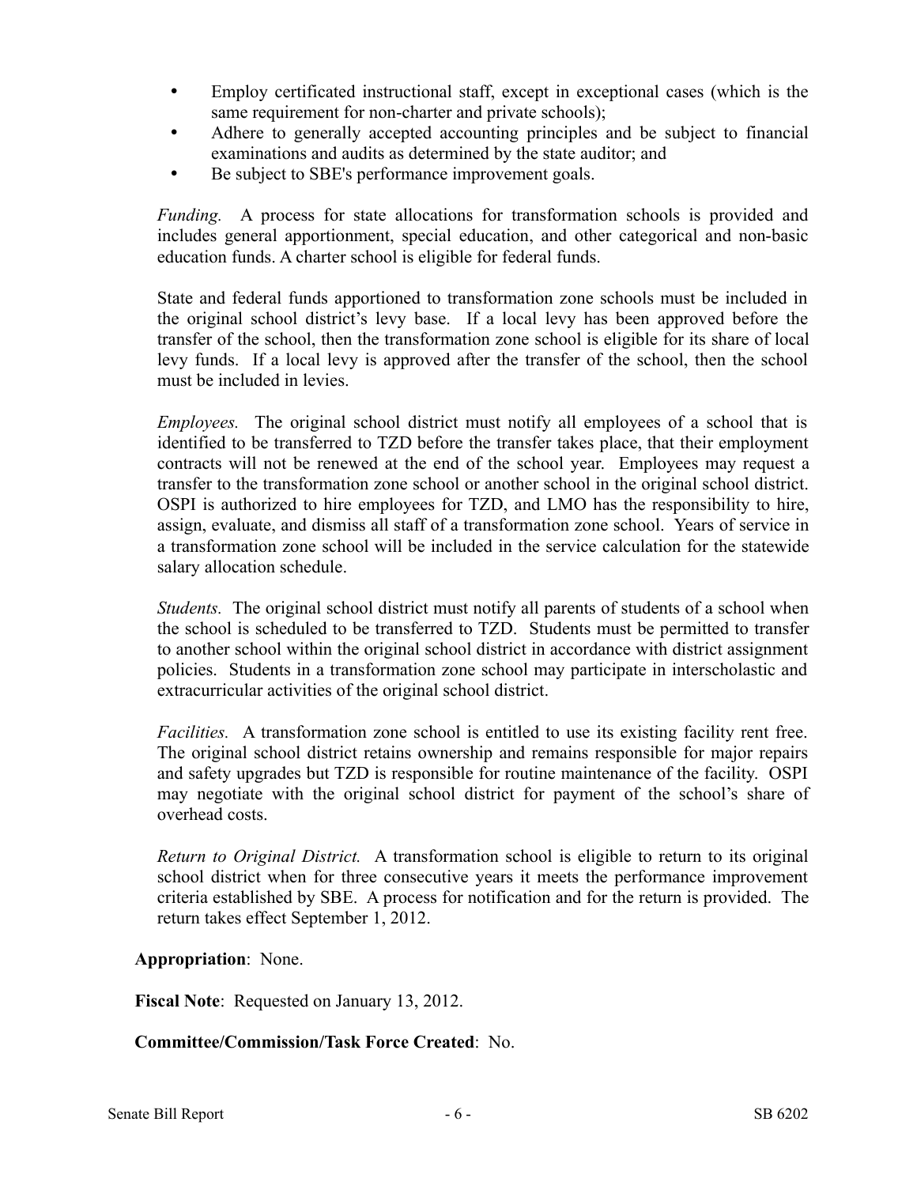- Employ certificated instructional staff, except in exceptional cases (which is the same requirement for non-charter and private schools);
- Adhere to generally accepted accounting principles and be subject to financial examinations and audits as determined by the state auditor; and
- Be subject to SBE's performance improvement goals.

*Funding.* A process for state allocations for transformation schools is provided and includes general apportionment, special education, and other categorical and non-basic education funds. A charter school is eligible for federal funds.

State and federal funds apportioned to transformation zone schools must be included in the original school district's levy base. If a local levy has been approved before the transfer of the school, then the transformation zone school is eligible for its share of local levy funds. If a local levy is approved after the transfer of the school, then the school must be included in levies.

*Employees.* The original school district must notify all employees of a school that is identified to be transferred to TZD before the transfer takes place, that their employment contracts will not be renewed at the end of the school year. Employees may request a transfer to the transformation zone school or another school in the original school district. OSPI is authorized to hire employees for TZD, and LMO has the responsibility to hire, assign, evaluate, and dismiss all staff of a transformation zone school. Years of service in a transformation zone school will be included in the service calculation for the statewide salary allocation schedule.

*Students.* The original school district must notify all parents of students of a school when the school is scheduled to be transferred to TZD. Students must be permitted to transfer to another school within the original school district in accordance with district assignment policies. Students in a transformation zone school may participate in interscholastic and extracurricular activities of the original school district.

*Facilities.* A transformation zone school is entitled to use its existing facility rent free. The original school district retains ownership and remains responsible for major repairs and safety upgrades but TZD is responsible for routine maintenance of the facility. OSPI may negotiate with the original school district for payment of the school's share of overhead costs.

*Return to Original District.* A transformation school is eligible to return to its original school district when for three consecutive years it meets the performance improvement criteria established by SBE. A process for notification and for the return is provided. The return takes effect September 1, 2012.

**Appropriation**: None.

**Fiscal Note**: Requested on January 13, 2012.

**Committee/Commission/Task Force Created**: No.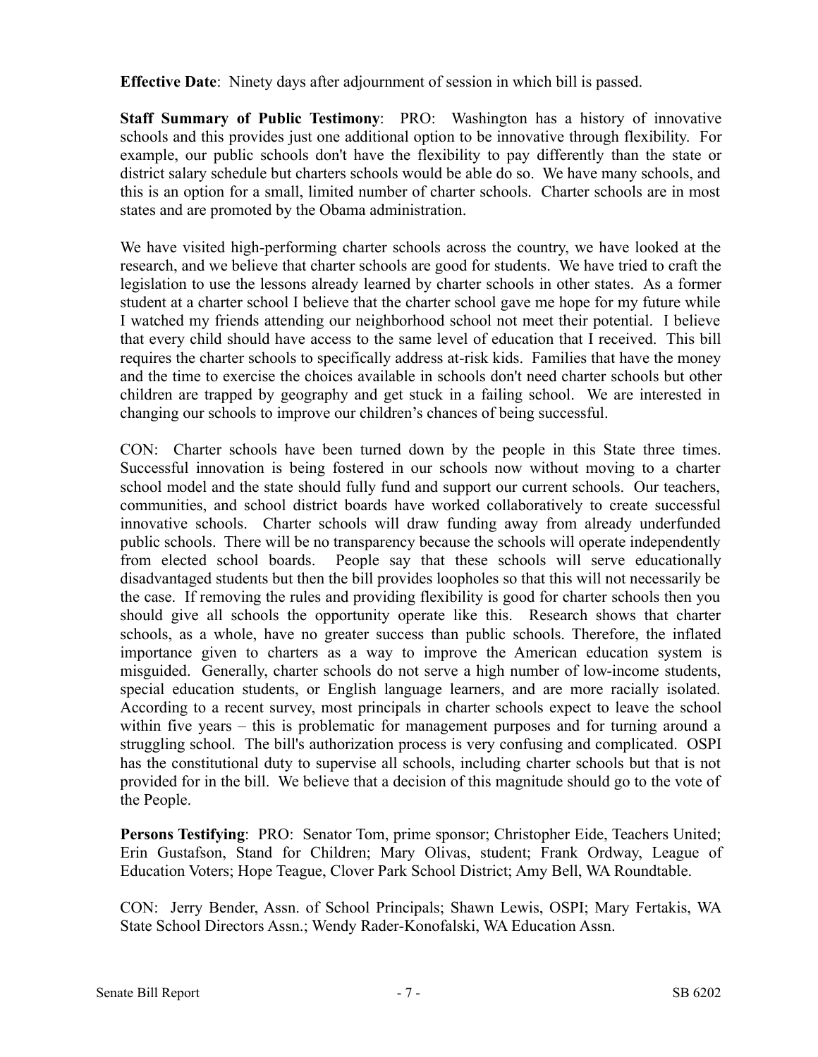**Effective Date**: Ninety days after adjournment of session in which bill is passed.

**Staff Summary of Public Testimony**: PRO: Washington has a history of innovative schools and this provides just one additional option to be innovative through flexibility. For example, our public schools don't have the flexibility to pay differently than the state or district salary schedule but charters schools would be able do so. We have many schools, and this is an option for a small, limited number of charter schools. Charter schools are in most states and are promoted by the Obama administration.

We have visited high-performing charter schools across the country, we have looked at the research, and we believe that charter schools are good for students. We have tried to craft the legislation to use the lessons already learned by charter schools in other states. As a former student at a charter school I believe that the charter school gave me hope for my future while I watched my friends attending our neighborhood school not meet their potential. I believe that every child should have access to the same level of education that I received. This bill requires the charter schools to specifically address at-risk kids. Families that have the money and the time to exercise the choices available in schools don't need charter schools but other children are trapped by geography and get stuck in a failing school. We are interested in changing our schools to improve our children's chances of being successful.

CON: Charter schools have been turned down by the people in this State three times. Successful innovation is being fostered in our schools now without moving to a charter school model and the state should fully fund and support our current schools. Our teachers, communities, and school district boards have worked collaboratively to create successful innovative schools. Charter schools will draw funding away from already underfunded public schools. There will be no transparency because the schools will operate independently from elected school boards. People say that these schools will serve educationally disadvantaged students but then the bill provides loopholes so that this will not necessarily be the case. If removing the rules and providing flexibility is good for charter schools then you should give all schools the opportunity operate like this. Research shows that charter schools, as a whole, have no greater success than public schools. Therefore, the inflated importance given to charters as a way to improve the American education system is misguided. Generally, charter schools do not serve a high number of low-income students, special education students, or English language learners, and are more racially isolated. According to a recent survey, most principals in charter schools expect to leave the school within five years – this is problematic for management purposes and for turning around a struggling school. The bill's authorization process is very confusing and complicated. OSPI has the constitutional duty to supervise all schools, including charter schools but that is not provided for in the bill. We believe that a decision of this magnitude should go to the vote of the People.

**Persons Testifying**: PRO: Senator Tom, prime sponsor; Christopher Eide, Teachers United; Erin Gustafson, Stand for Children; Mary Olivas, student; Frank Ordway, League of Education Voters; Hope Teague, Clover Park School District; Amy Bell, WA Roundtable.

CON: Jerry Bender, Assn. of School Principals; Shawn Lewis, OSPI; Mary Fertakis, WA State School Directors Assn.; Wendy Rader-Konofalski, WA Education Assn.